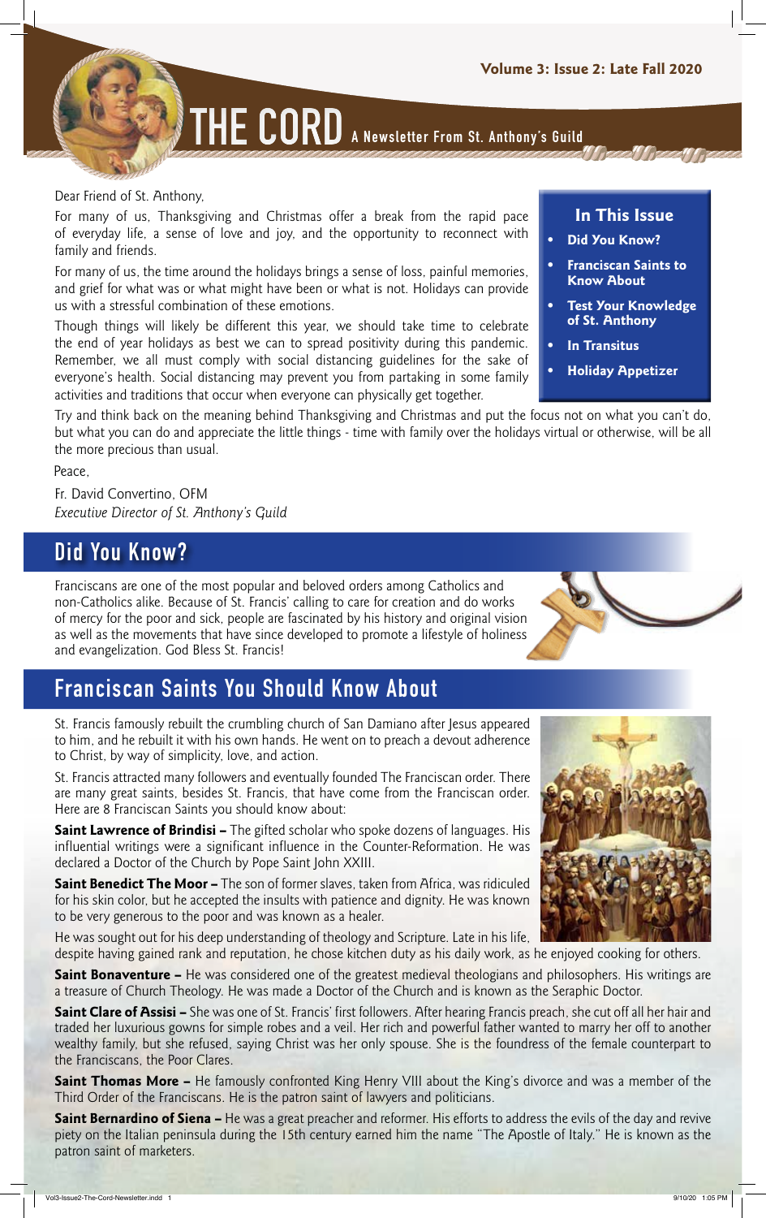Volume 3: Issue 2: Late Fall 2020

# THE CORD A Newsletter From St. Anthony's Guild

Dear Friend of St. Anthony,

For many of us, Thanksgiving and Christmas offer a break from the rapid pace of everyday life, a sense of love and joy, and the opportunity to reconnect with family and friends.

For many of us, the time around the holidays brings a sense of loss, painful memories, and grief for what was or what might have been or what is not. Holidays can provide us with a stressful combination of these emotions.

Though things will likely be different this year, we should take time to celebrate the end of year holidays as best we can to spread positivity during this pandemic. Remember, we all must comply with social distancing guidelines for the sake of everyone's health. Social distancing may prevent you from partaking in some family activities and traditions that occur when everyone can physically get together.

Try and think back on the meaning behind Thanksgiving and Christmas and put the focus not on what you can't do, but what you can do and appreciate the little things - time with family over the holidays virtual or otherwise, will be all the more precious than usual.

Peace,

Fr. David Convertino, OFM
*Executive Director of St. Anthony's Guild*

### In This Issue

- Did You Know?
- Franciscan Saints to Know About
- Test Your Knowledge of St. Anthony
- In Transitus
- Holiday Appetizer

## Did You Know?

Franciscans are one of the most popular and beloved orders among Catholics and non-Catholics alike. Because of St. Francis' calling to care for creation and do works of mercy for the poor and sick, people are fascinated by his history and original vision as well as the movements that have since developed to promote a lifestyle of holiness and evangelization. God Bless St. Francis!

## Franciscan Saints You Should Know About

St. Francis famously rebuilt the crumbling church of San Damiano after Jesus appeared to him, and he rebuilt it with his own hands. He went on to preach a devout adherence to Christ, by way of simplicity, love, and action.

St. Francis attracted many followers and eventually founded The Franciscan order. There are many great saints, besides St. Francis, that have come from the Franciscan order. Here are 8 Franciscan Saints you should know about:

**Saint Lawrence of Brindisi –** The gifted scholar who spoke dozens of languages. His influential writings were a significant influence in the Counter-Reformation. He was declared a Doctor of the Church by Pope Saint John XXIII.

**Saint Benedict The Moor –** The son of former slaves, taken from Africa, was ridiculed for his skin color, but he accepted the insults with patience and dignity. He was known to be very generous to the poor and was known as a healer.

He was sought out for his deep understanding of theology and Scripture. Late in his life, despite having gained rank and reputation, he chose kitchen duty as his daily work, as he enjoyed cooking for others.

**Saint Bonaventure –** He was considered one of the greatest medieval theologians and philosophers. His writings are a treasure of Church Theology. He was made a Doctor of the Church and is known as the Seraphic Doctor.

**Saint Clare of Assisi –** She was one of St. Francis' first followers. After hearing Francis preach, she cut off all her hair and traded her luxurious gowns for simple robes and a veil. Her rich and powerful father wanted to marry her off to another wealthy family, but she refused, saying Christ was her only spouse. She is the foundress of the female counterpart to the Franciscans, the Poor Clares.

**Saint Thomas More –** He famously confronted King Henry VIII about the King's divorce and was a member of the Third Order of the Franciscans. He is the patron saint of lawyers and politicians.

**Saint Bernardino of Siena –** He was a great preacher and reformer. His efforts to address the evils of the day and revive piety on the Italian peninsula during the 15th century earned him the name "The Apostle of Italy." He is known as the patron saint of marketers.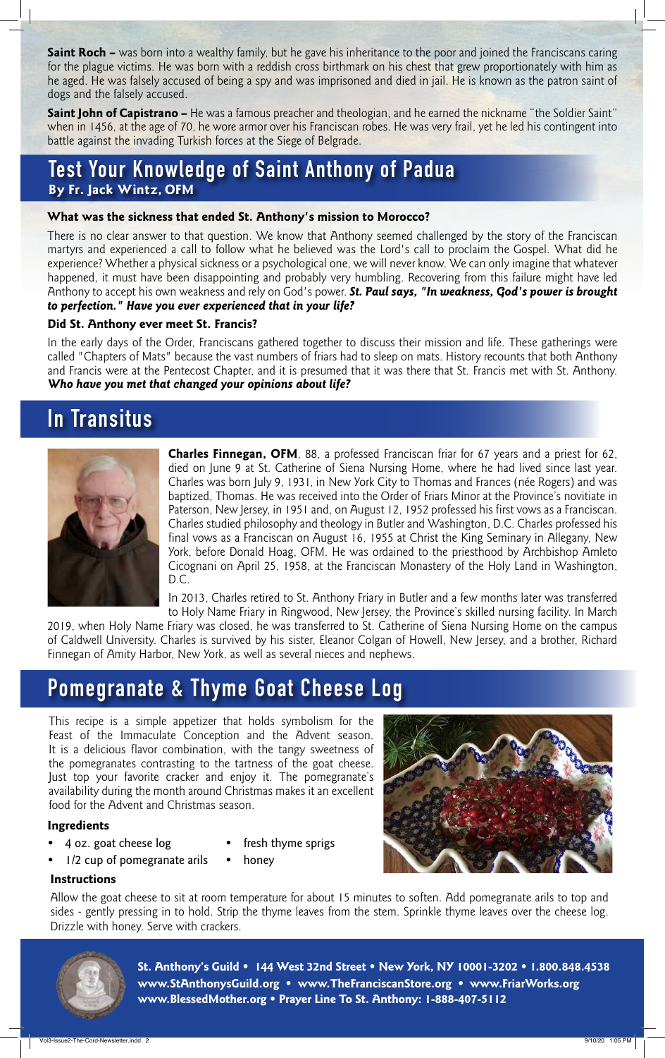**Saint Roch –** was born into a wealthy family, but he gave his inheritance to the poor and joined the Franciscans caring for the plague victims. He was born with a reddish cross birthmark on his chest that grew proportionately with him as he aged. He was falsely accused of being a spy and was imprisoned and died in jail. He is known as the patron saint of dogs and the falsely accused.

**Saint John of Capistrano –** He was a famous preacher and theologian, and he earned the nickname "the Soldier Saint" when in 1456, at the age of 70, he wore armor over his Franciscan robes. He was very frail, yet he led his contingent into battle against the invading Turkish forces at the Siege of Belgrade.

## Test Your Knowledge of Saint Anthony of Padua

**By Fr. Jack Wintz, OFM**

**What was the sickness that ended St. Anthony's mission to Morocco?**

There is no clear answer to that question. We know that Anthony seemed challenged by the story of the Franciscan martyrs and experienced a call to follow what he believed was the Lord's call to proclaim the Gospel. What did he experience? Whether a physical sickness or a psychological one, we will never know. We can only imagine that whatever happened, it must have been disappointing and probably very humbling. Recovering from this failure might have led Anthony to accept his own weakness and rely on God's power. ***St. Paul says, "In weakness, God's power is brought to perfection." Have you ever experienced that in your life?***

**Did St. Anthony ever meet St. Francis?**

In the early days of the Order, Franciscans gathered together to discuss their mission and life. These gatherings were called "Chapters of Mats" because the vast numbers of friars had to sleep on mats. History recounts that both Anthony and Francis were at the Pentecost Chapter, and it is presumed that it was there that St. Francis met with St. Anthony. ***Who have you met that changed your opinions about life?***

## In Transitus

**Charles Finnegan, OFM**, 88, a professed Franciscan friar for 67 years and a priest for 62, died on June 9 at St. Catherine of Siena Nursing Home, where he had lived since last year. Charles was born July 9, 1931, in New York City to Thomas and Frances (née Rogers) and was baptized, Thomas. He was received into the Order of Friars Minor at the Province's novitiate in Paterson, New Jersey, in 1951 and, on August 12, 1952 professed his first vows as a Franciscan. Charles studied philosophy and theology in Butler and Washington, D.C. Charles professed his final vows as a Franciscan on August 16, 1955 at Christ the King Seminary in Allegany, New York, before Donald Hoag, OFM. He was ordained to the priesthood by Archbishop Amleto Cicognani on April 25, 1958, at the Franciscan Monastery of the Holy Land in Washington, D.C.

In 2013, Charles retired to St. Anthony Friary in Butler and a few months later was transferred to Holy Name Friary in Ringwood, New Jersey, the Province's skilled nursing facility. In March 2019, when Holy Name Friary was closed, he was transferred to St. Catherine of Siena Nursing Home on the campus of Caldwell University. Charles is survived by his sister, Eleanor Colgan of Howell, New Jersey, and a brother, Richard Finnegan of Amity Harbor, New York, as well as several nieces and nephews.

## Pomegranate & Thyme Goat Cheese Log

This recipe is a simple appetizer that holds symbolism for the Feast of the Immaculate Conception and the Advent season. It is a delicious flavor combination, with the tangy sweetness of the pomegranates contrasting to the tartness of the goat cheese. Just top your favorite cracker and enjoy it. The pomegranate's availability during the month around Christmas makes it an excellent food for the Advent and Christmas season.

### Ingredients

- 4 oz. goat cheese log
- 1/2 cup of pomegranate arils
- fresh thyme sprigs
- honey

### Instructions

Allow the goat cheese to sit at room temperature for about 15 minutes to soften. Add pomegranate arils to top and sides - gently pressing in to hold. Strip the thyme leaves from the stem. Sprinkle thyme leaves over the cheese log. Drizzle with honey. Serve with crackers.

**St. Anthony's Guild • 144 West 32nd Street • New York, NY 10001-3202 • 1.800.848.4538**
**www.StAnthonysGuild.org • www.TheFranciscanStore.org • www.FriarWorks.org**
**www.BlessedMother.org • Prayer Line To St. Anthony: 1-888-407-5112**